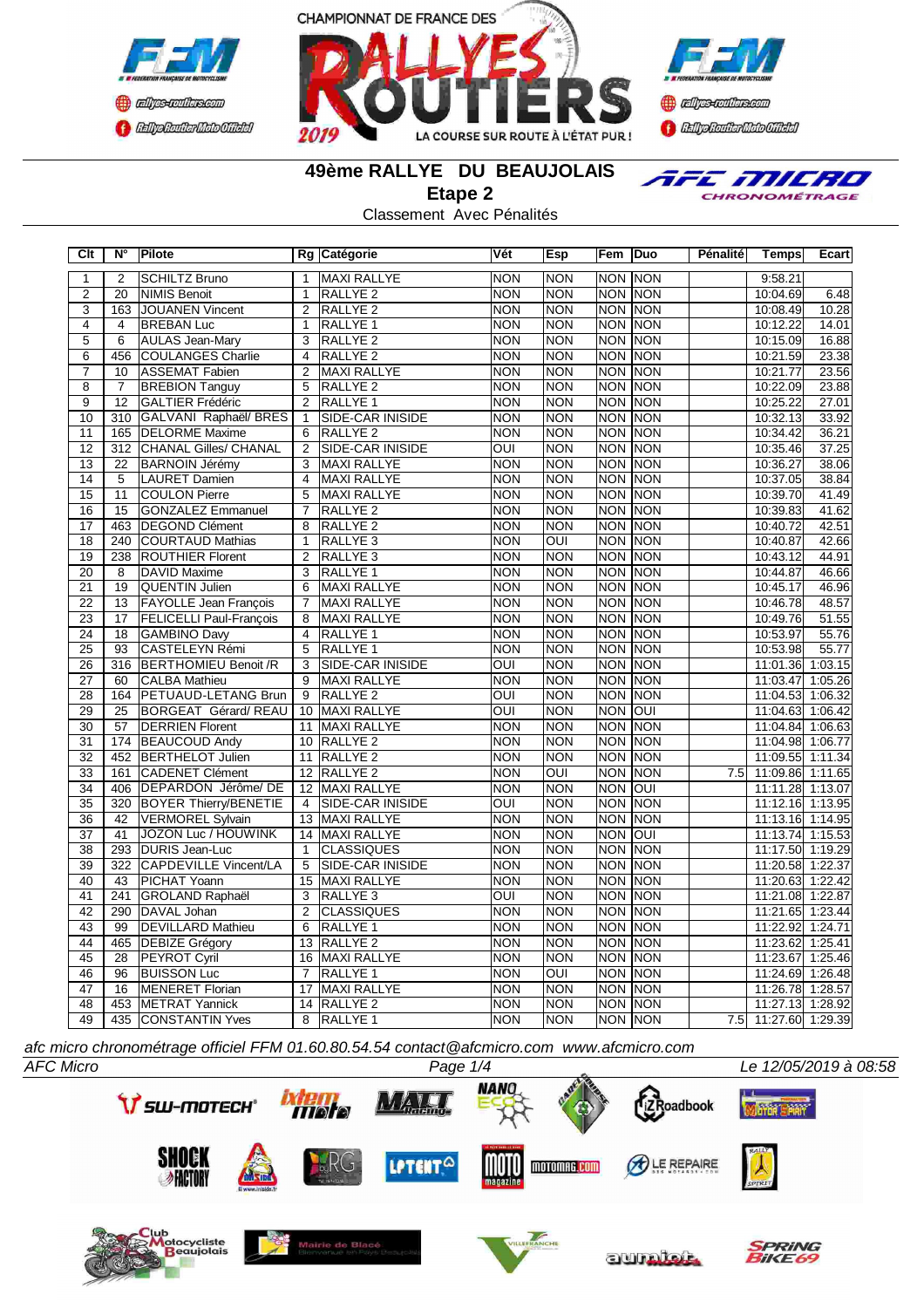CHAMPIONNAT DE FRANCE DES RALLYES ROUTIERS 2019

LA COURSE SUR ROUTE À L'ÉTAT PUR !

## 49ème RALLYE DU BEAUJOLAIS

### Etape 2

Classement Avec Pénalités

| Clt | N° | Pilote | Rg | Catégorie | Vét | Esp | Fem | Duo | Pénalité | Temps | Ecart |
|---|---|---|---|---|---|---|---|---|---|---|---|
| 1 | 2 | SCHILTZ Bruno | 1 | MAXI RALLYE | NON | NON | NON | NON | | 9:58.21 | |
| 2 | 20 | NIMIS Benoit | 1 | RALLYE 2 | NON | NON | NON | NON | | 10:04.69 | 6.48 |
| 3 | 163 | JOUANEN Vincent | 2 | RALLYE 2 | NON | NON | NON | NON | | 10:08.49 | 10.28 |
| 4 | 4 | BREBAN Luc | 1 | RALLYE 1 | NON | NON | NON | NON | | 10:12.22 | 14.01 |
| 5 | 6 | AULAS Jean-Mary | 3 | RALLYE 2 | NON | NON | NON | NON | | 10:15.09 | 16.88 |
| 6 | 456 | COULANGES Charlie | 4 | RALLYE 2 | NON | NON | NON | NON | | 10:21.59 | 23.38 |
| 7 | 10 | ASSEMAT Fabien | 2 | MAXI RALLYE | NON | NON | NON | NON | | 10:21.77 | 23.56 |
| 8 | 7 | BREBION Tanguy | 5 | RALLYE 2 | NON | NON | NON | NON | | 10:22.09 | 23.88 |
| 9 | 12 | GALTIER Frédéric | 2 | RALLYE 1 | NON | NON | NON | NON | | 10:25.22 | 27.01 |
| 10 | 310 | GALVANI Raphaël/ BRES | 1 | SIDE-CAR INISIDE | NON | NON | NON | NON | | 10:32.13 | 33.92 |
| 11 | 165 | DELORME Maxime | 6 | RALLYE 2 | NON | NON | NON | NON | | 10:34.42 | 36.21 |
| 12 | 312 | CHANAL Gilles/ CHANAL | 2 | SIDE-CAR INISIDE | OUI | NON | NON | NON | | 10:35.46 | 37.25 |
| 13 | 22 | BARNOIN Jérémy | 3 | MAXI RALLYE | NON | NON | NON | NON | | 10:36.27 | 38.06 |
| 14 | 5 | LAURET Damien | 4 | MAXI RALLYE | NON | NON | NON | NON | | 10:37.05 | 38.84 |
| 15 | 11 | COULON Pierre | 5 | MAXI RALLYE | NON | NON | NON | NON | | 10:39.70 | 41.49 |
| 16 | 15 | GONZALEZ Emmanuel | 7 | RALLYE 2 | NON | NON | NON | NON | | 10:39.83 | 41.62 |
| 17 | 463 | DEGOND Clément | 8 | RALLYE 2 | NON | NON | NON | NON | | 10:40.72 | 42.51 |
| 18 | 240 | COURTAUD Mathias | 1 | RALLYE 3 | NON | OUI | NON | NON | | 10:40.87 | 42.66 |
| 19 | 238 | ROUTHIER Florent | 2 | RALLYE 3 | NON | NON | NON | NON | | 10:43.12 | 44.91 |
| 20 | 8 | DAVID Maxime | 3 | RALLYE 1 | NON | NON | NON | NON | | 10:44.87 | 46.66 |
| 21 | 19 | QUENTIN Julien | 6 | MAXI RALLYE | NON | NON | NON | NON | | 10:45.17 | 46.96 |
| 22 | 13 | FAYOLLE Jean François | 7 | MAXI RALLYE | NON | NON | NON | NON | | 10:46.78 | 48.57 |
| 23 | 17 | FELICELLI Paul-François | 8 | MAXI RALLYE | NON | NON | NON | NON | | 10:49.76 | 51.55 |
| 24 | 18 | GAMBINO Davy | 4 | RALLYE 1 | NON | NON | NON | NON | | 10:53.97 | 55.76 |
| 25 | 93 | CASTELEYN Rémi | 5 | RALLYE 1 | NON | NON | NON | NON | | 10:53.98 | 55.77 |
| 26 | 316 | BERTHOMIEU Benoit /R | 3 | SIDE-CAR INISIDE | OUI | NON | NON | NON | | 11:01.36 | 1:03.15 |
| 27 | 60 | CALBA Mathieu | 9 | MAXI RALLYE | NON | NON | NON | NON | | 11:03.47 | 1:05.26 |
| 28 | 164 | PETUAUD-LETANG Brun | 9 | RALLYE 2 | OUI | NON | NON | NON | | 11:04.53 | 1:06.32 |
| 29 | 25 | BORGEAT Gérard/ REAU | 10 | MAXI RALLYE | OUI | NON | NON | OUI | | 11:04.63 | 1:06.42 |
| 30 | 57 | DERRIEN Florent | 11 | MAXI RALLYE | NON | NON | NON | NON | | 11:04.84 | 1:06.63 |
| 31 | 174 | BEAUCOUD Andy | 10 | RALLYE 2 | NON | NON | NON | NON | | 11:04.98 | 1:06.77 |
| 32 | 452 | BERTHELOT Julien | 11 | RALLYE 2 | NON | NON | NON | NON | | 11:09.55 | 1:11.34 |
| 33 | 161 | CADENET Clément | 12 | RALLYE 2 | NON | OUI | NON | NON | 7.5 | 11:09.86 | 1:11.65 |
| 34 | 406 | DEPARDON Jérôme/ DE | 12 | MAXI RALLYE | NON | NON | NON | OUI | | 11:11.28 | 1:13.07 |
| 35 | 320 | BOYER Thierry/BENETIE | 4 | SIDE-CAR INISIDE | OUI | NON | NON | NON | | 11:12.16 | 1:13.95 |
| 36 | 42 | VERMOREL Sylvain | 13 | MAXI RALLYE | NON | NON | NON | NON | | 11:13.16 | 1:14.95 |
| 37 | 41 | JOZON Luc / HOUWINK | 14 | MAXI RALLYE | NON | NON | NON | OUI | | 11:13.74 | 1:15.53 |
| 38 | 293 | DURIS Jean-Luc | 1 | CLASSIQUES | NON | NON | NON | NON | | 11:17.50 | 1:19.29 |
| 39 | 322 | CAPDEVILLE Vincent/LA | 5 | SIDE-CAR INISIDE | NON | NON | NON | NON | | 11:20.58 | 1:22.37 |
| 40 | 43 | PICHAT Yoann | 15 | MAXI RALLYE | NON | NON | NON | NON | | 11:20.63 | 1:22.42 |
| 41 | 241 | GROLAND Raphaël | 3 | RALLYE 3 | OUI | NON | NON | NON | | 11:21.08 | 1:22.87 |
| 42 | 290 | DAVAL Johan | 2 | CLASSIQUES | NON | NON | NON | NON | | 11:21.65 | 1:23.44 |
| 43 | 99 | DEVILLARD Mathieu | 6 | RALLYE 1 | NON | NON | NON | NON | | 11:22.92 | 1:24.71 |
| 44 | 465 | DEBIZE Grégory | 13 | RALLYE 2 | NON | NON | NON | NON | | 11:23.62 | 1:25.41 |
| 45 | 28 | PEYROT Cyril | 16 | MAXI RALLYE | NON | NON | NON | NON | | 11:23.67 | 1:25.46 |
| 46 | 96 | BUISSON Luc | 7 | RALLYE 1 | NON | OUI | NON | NON | | 11:24.69 | 1:26.48 |
| 47 | 16 | MENERET Florian | 17 | MAXI RALLYE | NON | NON | NON | NON | | 11:26.78 | 1:28.57 |
| 48 | 453 | METRAT Yannick | 14 | RALLYE 2 | NON | NON | NON | NON | | 11:27.13 | 1:28.92 |
| 49 | 435 | CONSTANTIN Yves | 8 | RALLYE 1 | NON | NON | NON | NON | 7.5 | 11:27.60 | 1:29.39 |

*afc micro chronométrage officiel FFM 01.60.80.54.54 contact@afcmicro.com www.afcmicro.com*

*AFC Micro* — *Le 12/05/2019 à 08:58*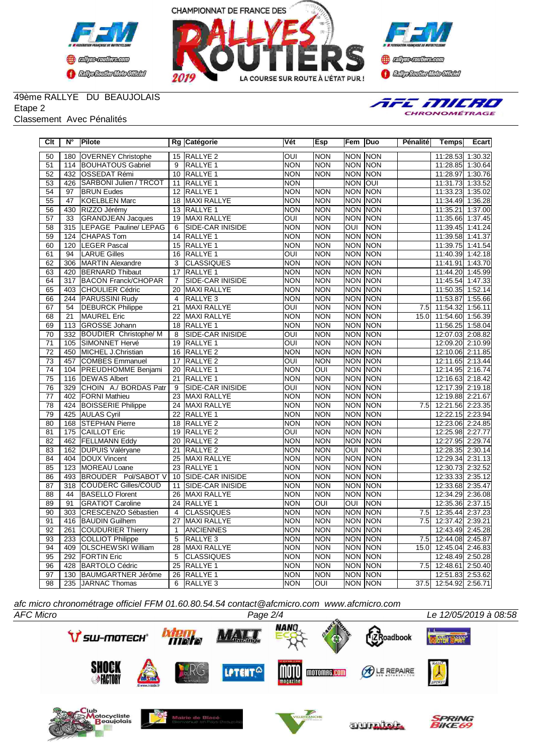49ème RALLYE DU BEAUJOLAIS
Etape 2
Classement Avec Pénalités

| Clt | N° | Pilote | Rg | Catégorie | Vét | Esp | Fem | Duo | Pénalité | Temps | Ecart |
|---|---|---|---|---|---|---|---|---|---|---|---|
| 50 | 180 | OVERNEY Christophe | 15 | RALLYE 2 | OUI | NON | NON | NON | | 11:28.53 | 1:30.32 |
| 51 | 114 | BOUHATOUS Gabriel | 9 | RALLYE 1 | NON | NON | NON | NON | | 11:28.85 | 1:30.64 |
| 52 | 432 | OSSEDAT Rémi | 10 | RALLYE 1 | NON | NON | NON | NON | | 11:28.97 | 1:30.76 |
| 53 | 426 | SARBONI Julien / TRCOT | 11 | RALLYE 1 | NON | | NON | OUI | | 11:31.73 | 1:33.52 |
| 54 | 97 | BRUN Eudes | 12 | RALLYE 1 | NON | NON | NON | NON | | 11:33.23 | 1:35.02 |
| 55 | 47 | KOELBLEN Marc | 18 | MAXI RALLYE | NON | NON | NON | NON | | 11:34.49 | 1:36.28 |
| 56 | 430 | RIZZO Jérémy | 13 | RALLYE 1 | NON | NON | NON | NON | | 11:35.21 | 1:37.00 |
| 57 | 33 | GRANDJEAN Jacques | 19 | MAXI RALLYE | OUI | NON | NON | NON | | 11:35.66 | 1:37.45 |
| 58 | 315 | LEPAGE Pauline/ LEPAG | 6 | SIDE-CAR INISIDE | NON | NON | OUI | NON | | 11:39.45 | 1:41.24 |
| 59 | 124 | CHAPAS Tom | 14 | RALLYE 1 | NON | NON | NON | NON | | 11:39.58 | 1:41.37 |
| 60 | 120 | LEGER Pascal | 15 | RALLYE 1 | NON | NON | NON | NON | | 11:39.75 | 1:41.54 |
| 61 | 94 | LARUE Gilles | 16 | RALLYE 1 | OUI | NON | NON | NON | | 11:40.39 | 1:42.18 |
| 62 | 306 | MARTIN Alexandre | 3 | CLASSIQUES | NON | NON | NON | NON | | 11:41.91 | 1:43.70 |
| 63 | 420 | BERNARD Thibaut | 17 | RALLYE 1 | NON | NON | NON | NON | | 11:44.20 | 1:45.99 |
| 64 | 317 | BACON Franck/CHOPAR | 7 | SIDE-CAR INISIDE | NON | NON | NON | NON | | 11:45.54 | 1:47.33 |
| 65 | 403 | CHOULIER Cédric | 20 | MAXI RALLYE | NON | NON | NON | NON | | 11:50.35 | 1:52.14 |
| 66 | 244 | PARUSSINI Rudy | 4 | RALLYE 3 | NON | NON | NON | NON | | 11:53.87 | 1:55.66 |
| 67 | 54 | DEBURCK Philippe | 21 | MAXI RALLYE | OUI | NON | NON | NON | 7.5 | 11:54.32 | 1:56.11 |
| 68 | 21 | MAUREL Eric | 22 | MAXI RALLYE | NON | NON | NON | NON | 15.0 | 11:54.60 | 1:56.39 |
| 69 | 113 | GROSSE Johann | 18 | RALLYE 1 | NON | NON | NON | NON | | 11:56.25 | 1:58.04 |
| 70 | 332 | BOUDIER Christophe/ M | 8 | SIDE-CAR INISIDE | OUI | NON | NON | NON | | 12:07.03 | 2:08.82 |
| 71 | 105 | SIMONNET Hervé | 19 | RALLYE 1 | OUI | NON | NON | NON | | 12:09.20 | 2:10.99 |
| 72 | 450 | MICHEL J.Christian | 16 | RALLYE 2 | NON | NON | NON | NON | | 12:10.06 | 2:11.85 |
| 73 | 457 | COMBES Emmanuel | 17 | RALLYE 2 | OUI | NON | NON | NON | | 12:11.65 | 2:13.44 |
| 74 | 104 | PREUDHOMME Benjami | 20 | RALLYE 1 | NON | OUI | NON | NON | | 12:14.95 | 2:16.74 |
| 75 | 116 | DEWAS Albert | 21 | RALLYE 1 | NON | NON | NON | NON | | 12:16.63 | 2:18.42 |
| 76 | 329 | CHOIN A./ BORDAS Patr | 9 | SIDE-CAR INISIDE | OUI | NON | NON | NON | | 12:17.39 | 2:19.18 |
| 77 | 402 | FORNI Mathieu | 23 | MAXI RALLYE | NON | NON | NON | NON | | 12:19.88 | 2:21.67 |
| 78 | 424 | BOISSERIE Philippe | 24 | MAXI RALLYE | NON | NON | NON | NON | 7.5 | 12:21.56 | 2:23.35 |
| 79 | 425 | AULAS Cyril | 22 | RALLYE 1 | NON | NON | NON | NON | | 12:22.15 | 2:23.94 |
| 80 | 168 | STEPHAN Pierre | 18 | RALLYE 2 | NON | NON | NON | NON | | 12:23.06 | 2:24.85 |
| 81 | 175 | CAILLOT Eric | 19 | RALLYE 2 | OUI | NON | NON | NON | | 12:25.98 | 2:27.77 |
| 82 | 462 | FELLMANN Eddy | 20 | RALLYE 2 | NON | NON | NON | NON | | 12:27.95 | 2:29.74 |
| 83 | 162 | DUPUIS Valéryane | 21 | RALLYE 2 | NON | NON | OUI | NON | | 12:28.35 | 2:30.14 |
| 84 | 404 | DOUX Vincent | 25 | MAXI RALLYE | NON | NON | NON | NON | | 12:29.34 | 2:31.13 |
| 85 | 123 | MOREAU Loane | 23 | RALLYE 1 | NON | NON | NON | NON | | 12:30.73 | 2:32.52 |
| 86 | 493 | BROUDER Pol/SABOT V | 10 | SIDE-CAR INISIDE | NON | NON | NON | NON | | 12:33.33 | 2:35.12 |
| 87 | 318 | COUDERC Gilles/COUD | 11 | SIDE-CAR INISIDE | NON | NON | NON | NON | | 12:33.68 | 2:35.47 |
| 88 | 44 | BASELLO Florent | 26 | MAXI RALLYE | NON | NON | NON | NON | | 12:34.29 | 2:36.08 |
| 89 | 91 | GRATIOT Caroline | 24 | RALLYE 1 | NON | OUI | OUI | NON | | 12:35.36 | 2:37.15 |
| 90 | 303 | CRESCENZO Sébastien | 4 | CLASSIQUES | NON | NON | NON | NON | 7.5 | 12:35.44 | 2:37.23 |
| 91 | 416 | BAUDIN Guilhem | 27 | MAXI RALLYE | NON | NON | NON | NON | 7.5 | 12:37.42 | 2:39.21 |
| 92 | 261 | COUDURIER Thierry | 1 | ANCIENNES | NON | NON | NON | NON | | 12:43.49 | 2:45.28 |
| 93 | 233 | COLLIOT Philippe | 5 | RALLYE 3 | NON | NON | NON | NON | 7.5 | 12:44.08 | 2:45.87 |
| 94 | 409 | OLSCHEWSKI William | 28 | MAXI RALLYE | NON | NON | NON | NON | 15.0 | 12:45.04 | 2:46.83 |
| 95 | 292 | FORTIN Eric | 5 | CLASSIQUES | NON | NON | NON | NON | | 12:48.49 | 2:50.28 |
| 96 | 428 | BARTOLO Cédric | 25 | RALLYE 1 | NON | NON | NON | NON | 7.5 | 12:48.61 | 2:50.40 |
| 97 | 130 | BAUMGARTNER Jérôme | 26 | RALLYE 1 | NON | NON | NON | NON | | 12:51.83 | 2:53.62 |
| 98 | 235 | JARNAC Thomas | 6 | RALLYE 3 | NON | OUI | NON | NON | 37.5 | 12:54.92 | 2:56.71 |

*afc micro chronométrage officiel FFM 01.60.80.54.54 contact@afcmicro.com www.afcmicro.com*

AFC Micro — Le 12/05/2019 à 08:58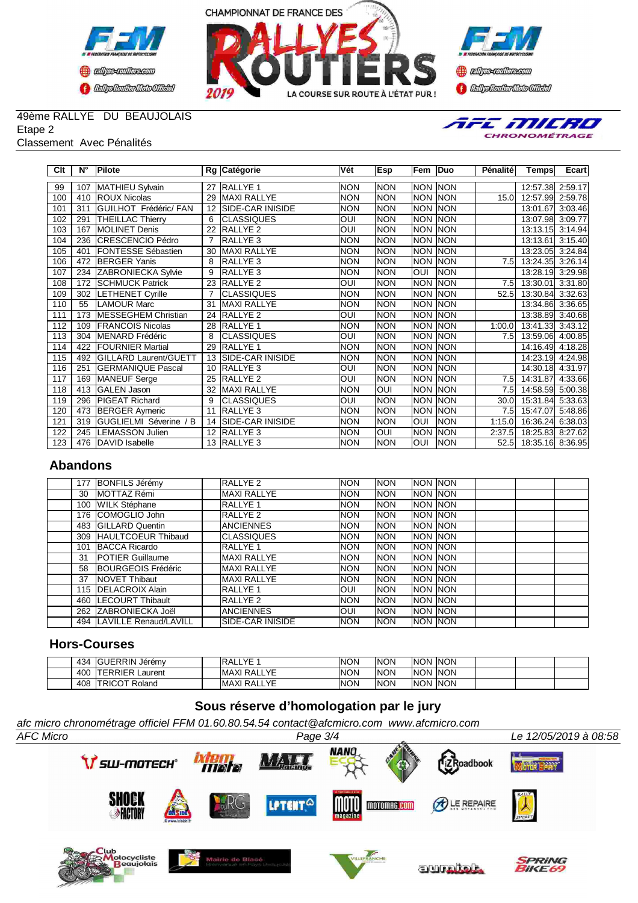49ème RALLYE DU BEAUJOLAIS
Etape 2
Classement Avec Pénalités

| Clt | N° | Pilote | Rg | Catégorie | Vét | Esp | Fem | Duo | Pénalité | Temps | Ecart |
|---|---|---|---|---|---|---|---|---|---|---|---|
| 99 | 107 | MATHIEU Sylvain | 27 | RALLYE 1 | NON | NON | NON | NON | | 12:57.38 | 2:59.17 |
| 100 | 410 | ROUX Nicolas | 29 | MAXI RALLYE | NON | NON | NON | NON | 15.0 | 12:57.99 | 2:59.78 |
| 101 | 311 | GUILHOT Frédéric/ FAN | 12 | SIDE-CAR INISIDE | NON | NON | NON | NON | | 13:01.67 | 3:03.46 |
| 102 | 291 | THEILLAC Thierry | 6 | CLASSIQUES | OUI | NON | NON | NON | | 13:07.98 | 3:09.77 |
| 103 | 167 | MOLINET Denis | 22 | RALLYE 2 | OUI | NON | NON | NON | | 13:13.15 | 3:14.94 |
| 104 | 236 | CRESCENCIO Pédro | 7 | RALLYE 3 | NON | NON | NON | NON | | 13:13.61 | 3:15.40 |
| 105 | 401 | FONTESSE Sébastien | 30 | MAXI RALLYE | NON | NON | NON | NON | | 13:23.05 | 3:24.84 |
| 106 | 472 | BERGER Yanis | 8 | RALLYE 3 | NON | NON | NON | NON | 7.5 | 13:24.35 | 3:26.14 |
| 107 | 234 | ZABRONIECKA Sylvie | 9 | RALLYE 3 | NON | NON | OUI | NON | | 13:28.19 | 3:29.98 |
| 108 | 172 | SCHMUCK Patrick | 23 | RALLYE 2 | OUI | NON | NON | NON | 7.5 | 13:30.01 | 3:31.80 |
| 109 | 302 | LETHENET Cyrille | 7 | CLASSIQUES | NON | NON | NON | NON | 52.5 | 13:30.84 | 3:32.63 |
| 110 | 55 | LAMOUR Marc | 31 | MAXI RALLYE | NON | NON | NON | NON | | 13:34.86 | 3:36.65 |
| 111 | 173 | MESSEGHEM Christian | 24 | RALLYE 2 | OUI | NON | NON | NON | | 13:38.89 | 3:40.68 |
| 112 | 109 | FRANCOIS Nicolas | 28 | RALLYE 1 | NON | NON | NON | NON | 1:00.0 | 13:41.33 | 3:43.12 |
| 113 | 304 | MENARD Frédéric | 8 | CLASSIQUES | OUI | NON | NON | NON | 7.5 | 13:59.06 | 4:00.85 |
| 114 | 422 | FOURNIER Martial | 29 | RALLYE 1 | NON | NON | NON | NON | | 14:16.49 | 4:18.28 |
| 115 | 492 | GILLARD Laurent/GUETT | 13 | SIDE-CAR INISIDE | NON | NON | NON | NON | | 14:23.19 | 4:24.98 |
| 116 | 251 | GERMANIQUE Pascal | 10 | RALLYE 3 | OUI | NON | NON | NON | | 14:30.18 | 4:31.97 |
| 117 | 169 | MANEUF Serge | 25 | RALLYE 2 | OUI | NON | NON | NON | 7.5 | 14:31.87 | 4:33.66 |
| 118 | 413 | GALEN Jason | 32 | MAXI RALLYE | NON | OUI | NON | NON | 7.5 | 14:58.59 | 5:00.38 |
| 119 | 296 | PIGEAT Richard | 9 | CLASSIQUES | OUI | NON | NON | NON | 30.0 | 15:31.84 | 5:33.63 |
| 120 | 473 | BERGER Aymeric | 11 | RALLYE 3 | NON | NON | NON | NON | 7.5 | 15:47.07 | 5:48.86 |
| 121 | 319 | GUGLIELMI Séverine / B | 14 | SIDE-CAR INISIDE | NON | NON | OUI | NON | 1:15.0 | 16:36.24 | 6:38.03 |
| 122 | 245 | LEMASSON Julien | 12 | RALLYE 3 | NON | OUI | NON | NON | 2:37.5 | 18:25.83 | 8:27.62 |
| 123 | 476 | DAVID Isabelle | 13 | RALLYE 3 | NON | NON | OUI | NON | 52.5 | 18:35.16 | 8:36.95 |

## Abandons

| Clt | N° | Pilote | Rg | Catégorie | Vét | Esp | Fem | Duo | Pénalité | Temps | Ecart |
|---|---|---|---|---|---|---|---|---|---|---|---|
| | 177 | BONFILS Jérémy | | RALLYE 2 | NON | NON | NON | NON | | | |
| | 30 | MOTTAZ Rémi | | MAXI RALLYE | NON | NON | NON | NON | | | |
| | 100 | WILK Stéphane | | RALLYE 1 | NON | NON | NON | NON | | | |
| | 176 | COMOGLIO John | | RALLYE 2 | NON | NON | NON | NON | | | |
| | 483 | GILLARD Quentin | | ANCIENNES | NON | NON | NON | NON | | | |
| | 309 | HAULTCOEUR Thibaud | | CLASSIQUES | NON | NON | NON | NON | | | |
| | 101 | BACCA Ricardo | | RALLYE 1 | NON | NON | NON | NON | | | |
| | 31 | POTIER Guillaume | | MAXI RALLYE | NON | NON | NON | NON | | | |
| | 58 | BOURGEOIS Frédéric | | MAXI RALLYE | NON | NON | NON | NON | | | |
| | 37 | NOVET Thibaut | | MAXI RALLYE | NON | NON | NON | NON | | | |
| | 115 | DELACROIX Alain | | RALLYE 1 | OUI | NON | NON | NON | | | |
| | 460 | LECOURT Thibault | | RALLYE 2 | NON | NON | NON | NON | | | |
| | 262 | ZABRONIECKA Joël | | ANCIENNES | OUI | NON | NON | NON | | | |
| | 494 | LAVILLE Renaud/LAVILL | | SIDE-CAR INISIDE | NON | NON | NON | NON | | | |

## Hors-Courses

| Clt | N° | Pilote | Rg | Catégorie | Vét | Esp | Fem | Duo | Pénalité | Temps | Ecart |
|---|---|---|---|---|---|---|---|---|---|---|---|
| | 434 | GUERRIN Jérémy | | RALLYE 1 | NON | NON | NON | NON | | | |
| | 400 | TERRIER Laurent | | MAXI RALLYE | NON | NON | NON | NON | | | |
| | 408 | TRICOT Roland | | MAXI RALLYE | NON | NON | NON | NON | | | |

**Sous réserve d'homologation par le jury**

*afc micro chronométrage officiel FFM 01.60.80.54.54 contact@afcmicro.com www.afcmicro.com*

*AFC Micro* — *Le 12/05/2019 à 08:58*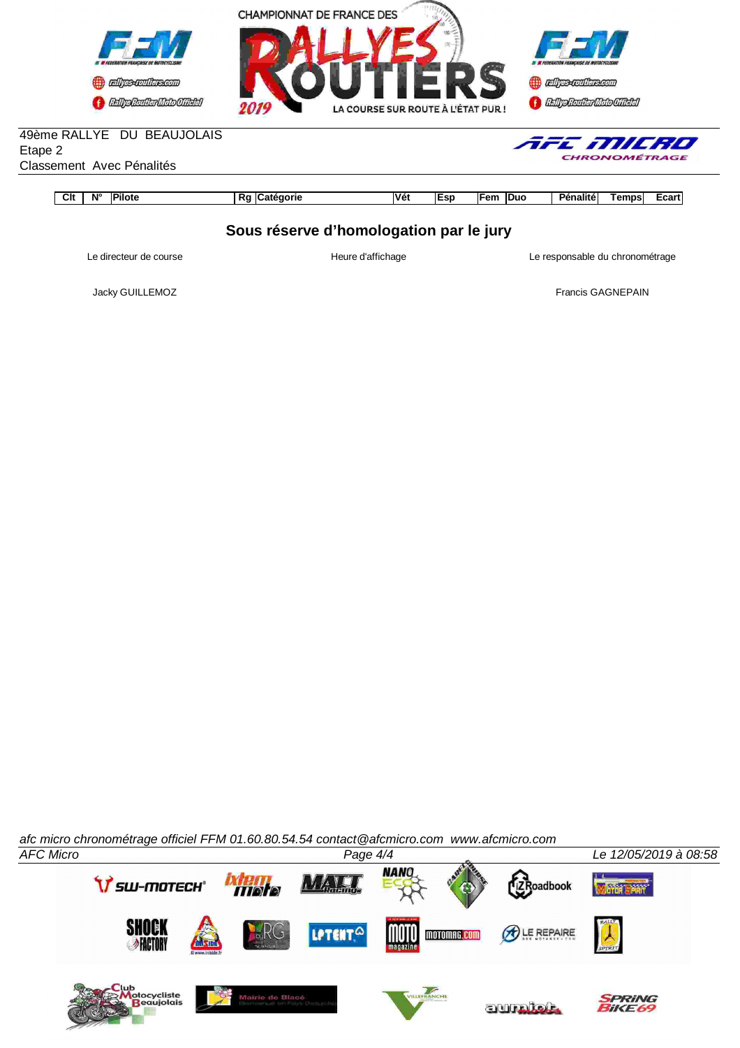49ème RALLYE DU BEAUJOLAIS
Etape 2
Classement Avec Pénalités

| Clt | N° | Pilote | Rg | Catégorie | Vét | Esp | Fem | Duo | Pénalité | Temps | Ecart |
|---|---|---|---|---|---|---|---|---|---|---|---|

## Sous réserve d'homologation par le jury

Le directeur de course

Jacky GUILLEMOZ

Heure d'affichage

Le responsable du chronométrage

Francis GAGNEPAIN

*afc micro chronométrage officiel FFM 01.60.80.54.54 contact@afcmicro.com www.afcmicro.com*

*AFC Micro* *Le 12/05/2019 à 08:58*